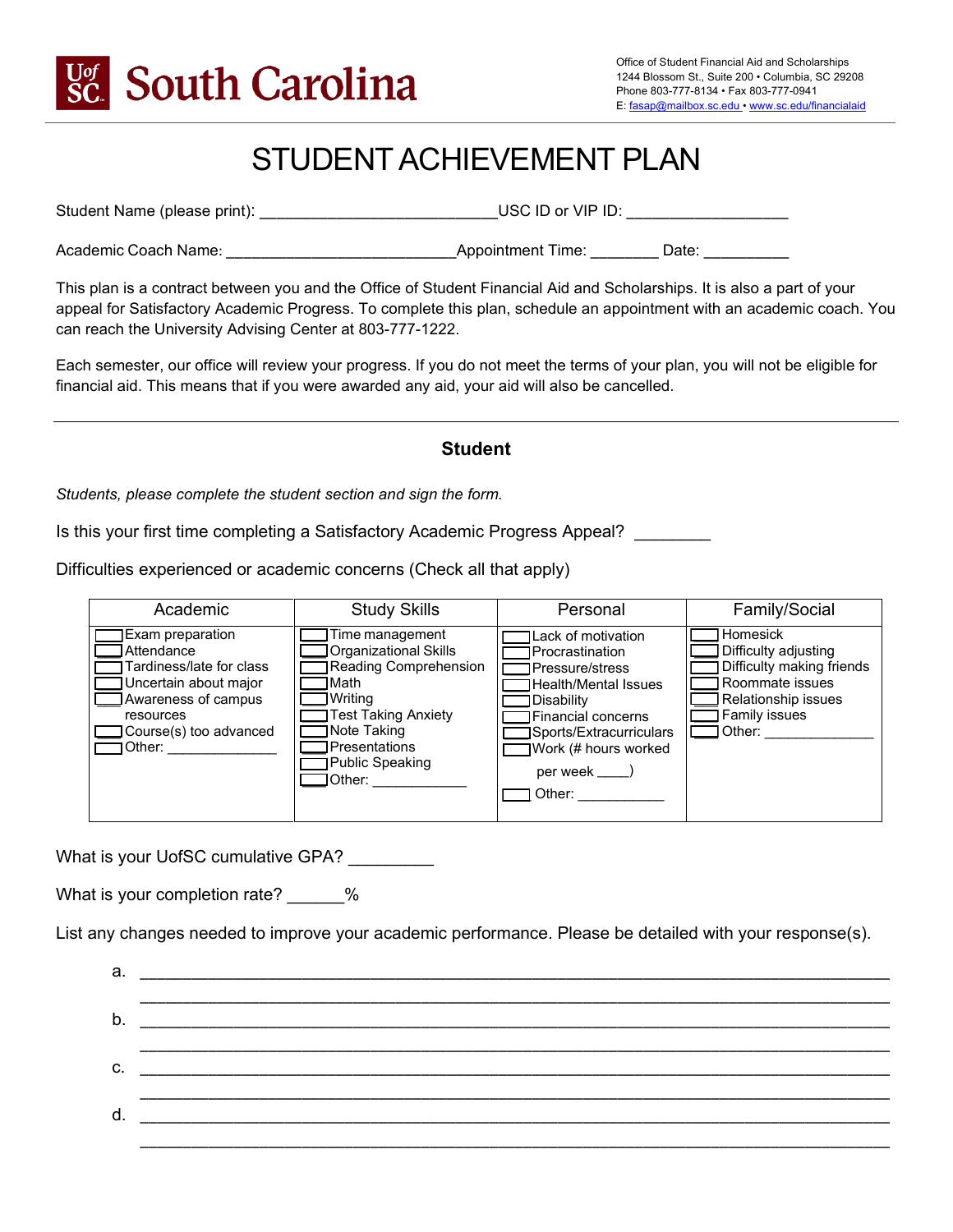**South Carolina**

Office of Student Financial Aid and Scholarships
1244 Blossom St., Suite 200 • Columbia, SC 29208
Phone 803-777-8134 • Fax 803-777-0941
E: fasap@mailbox.sc.edu • www.sc.edu/financialaid

# STUDENT ACHIEVEMENT PLAN

Student Name (please print): ___________________________USC ID or VIP ID: __________________

Academic Coach Name: __________________________Appointment Time: ________ Date: __________

This plan is a contract between you and the Office of Student Financial Aid and Scholarships. It is also a part of your appeal for Satisfactory Academic Progress. To complete this plan, schedule an appointment with an academic coach. You can reach the University Advising Center at 803-777-1222.

Each semester, our office will review your progress. If you do not meet the terms of your plan, you will not be eligible for financial aid. This means that if you were awarded any aid, your aid will also be cancelled.

---

## Student

*Students, please complete the student section and sign the form.*

Is this your first time completing a Satisfactory Academic Progress Appeal? ________

Difficulties experienced or academic concerns (Check all that apply)

| Academic | Study Skills | Personal | Family/Social |
|---|---|---|---|
| ☐ Exam preparation | ☐ Time management | ☐ Lack of motivation | ☐ Homesick |
| ☐ Attendance | ☐ Organizational Skills | ☐ Procrastination | ☐ Difficulty adjusting |
| ☐ Tardiness/late for class | ☐ Reading Comprehension | ☐ Pressure/stress | ☐ Difficulty making friends |
| ☐ Uncertain about major | ☐ Math | ☐ Health/Mental Issues | ☐ Roommate issues |
| ☐ Awareness of campus resources | ☐ Writing | ☐ Disability | ☐ Relationship issues |
| ☐ Course(s) too advanced | ☐ Test Taking Anxiety | ☐ Financial concerns | ☐ Family issues |
| ☐ Other: ______________ | ☐ Note Taking | ☐ Sports/Extracurriculars | ☐ Other: ______________ |
| | ☐ Presentations | ☐ Work (# hours worked per week ____) | |
| | ☐ Public Speaking | ☐ Other: ___________ | |
| | ☐ Other: ____________ | | |

What is your UofSC cumulative GPA? _________

What is your completion rate? ______%

List any changes needed to improve your academic performance. Please be detailed with your response(s).

a. ______________________________________________________________________________
______________________________________________________________________________

b. ______________________________________________________________________________
______________________________________________________________________________

c. ______________________________________________________________________________
______________________________________________________________________________

d. ______________________________________________________________________________
______________________________________________________________________________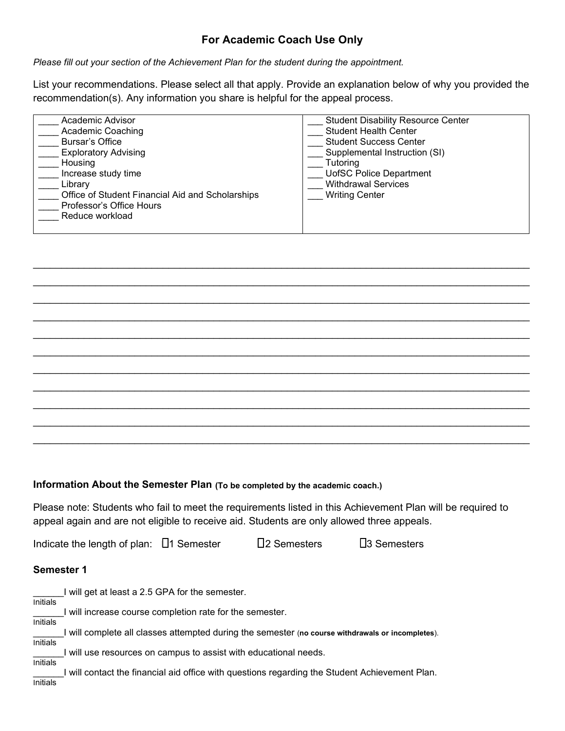## For Academic Coach Use Only

*Please fill out your section of the Achievement Plan for the student during the appointment.*

List your recommendations. Please select all that apply. Provide an explanation below of why you provided the recommendation(s). Any information you share is helpful for the appeal process.

| | |
|---|---|
| ____ Academic Advisor | ___ Student Disability Resource Center |
| ____ Academic Coaching | ___ Student Health Center |
| ____ Bursar's Office | ___ Student Success Center |
| ____ Exploratory Advising | ___ Supplemental Instruction (SI) |
| ____ Housing | ___ Tutoring |
| ____ Increase study time | ___ UofSC Police Department |
| ____ Library | ___ Withdrawal Services |
| ____ Office of Student Financial Aid and Scholarships | ___ Writing Center |
| ____ Professor's Office Hours | |
| ____ Reduce workload | |

_______________________________________________________________________________

_______________________________________________________________________________

_______________________________________________________________________________

_______________________________________________________________________________

_______________________________________________________________________________

_______________________________________________________________________________

_______________________________________________________________________________

_______________________________________________________________________________

_______________________________________________________________________________

_______________________________________________________________________________

_______________________________________________________________________________

### Information About the Semester Plan (To be completed by the academic coach.)

Please note: Students who fail to meet the requirements listed in this Achievement Plan will be required to appeal again and are not eligible to receive aid. Students are only allowed three appeals.

Indicate the length of plan: ☐1 Semester ☐2 Semesters ☐3 Semesters

### Semester 1

______I will get at least a 2.5 GPA for the semester.
Initials

______I will increase course completion rate for the semester.
Initials

______I will complete all classes attempted during the semester (**no course withdrawals or incompletes**).
Initials

______I will use resources on campus to assist with educational needs.
Initials

______I will contact the financial aid office with questions regarding the Student Achievement Plan.
Initials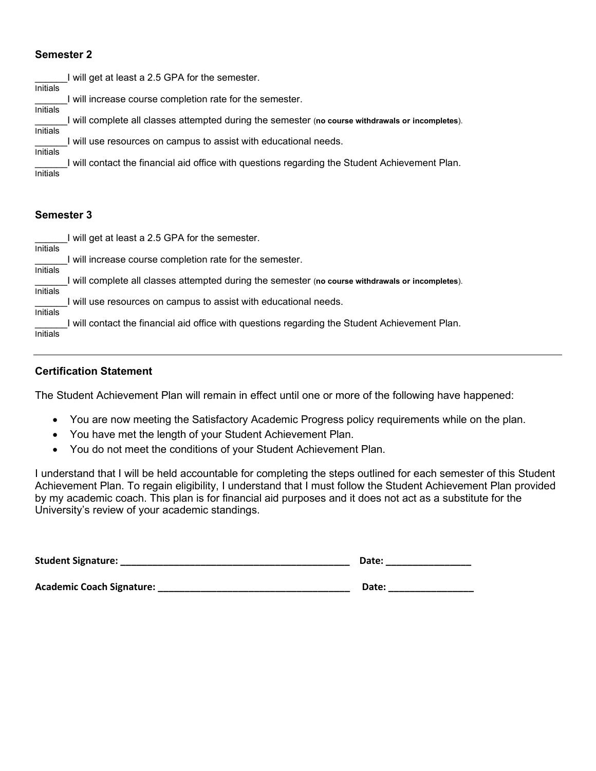### Semester 2

______I will get at least a 2.5 GPA for the semester.
Initials
______I will increase course completion rate for the semester.
Initials
______I will complete all classes attempted during the semester (**no course withdrawals or incompletes**).
Initials
______I will use resources on campus to assist with educational needs.
Initials
______I will contact the financial aid office with questions regarding the Student Achievement Plan.
Initials

### Semester 3

______I will get at least a 2.5 GPA for the semester.
Initials
______I will increase course completion rate for the semester.
Initials
______I will complete all classes attempted during the semester (**no course withdrawals or incompletes**).
Initials
______I will use resources on campus to assist with educational needs.
Initials
______I will contact the financial aid office with questions regarding the Student Achievement Plan.
Initials

---

### Certification Statement

The Student Achievement Plan will remain in effect until one or more of the following have happened:

- You are now meeting the Satisfactory Academic Progress policy requirements while on the plan.
- You have met the length of your Student Achievement Plan.
- You do not meet the conditions of your Student Achievement Plan.

I understand that I will be held accountable for completing the steps outlined for each semester of this Student Achievement Plan. To regain eligibility, I understand that I must follow the Student Achievement Plan provided by my academic coach. This plan is for financial aid purposes and it does not act as a substitute for the University's review of your academic standings.

**Student Signature:** _____________________________________________ **Date:** ________________

**Academic Coach Signature:** ______________________________________ **Date:** ________________